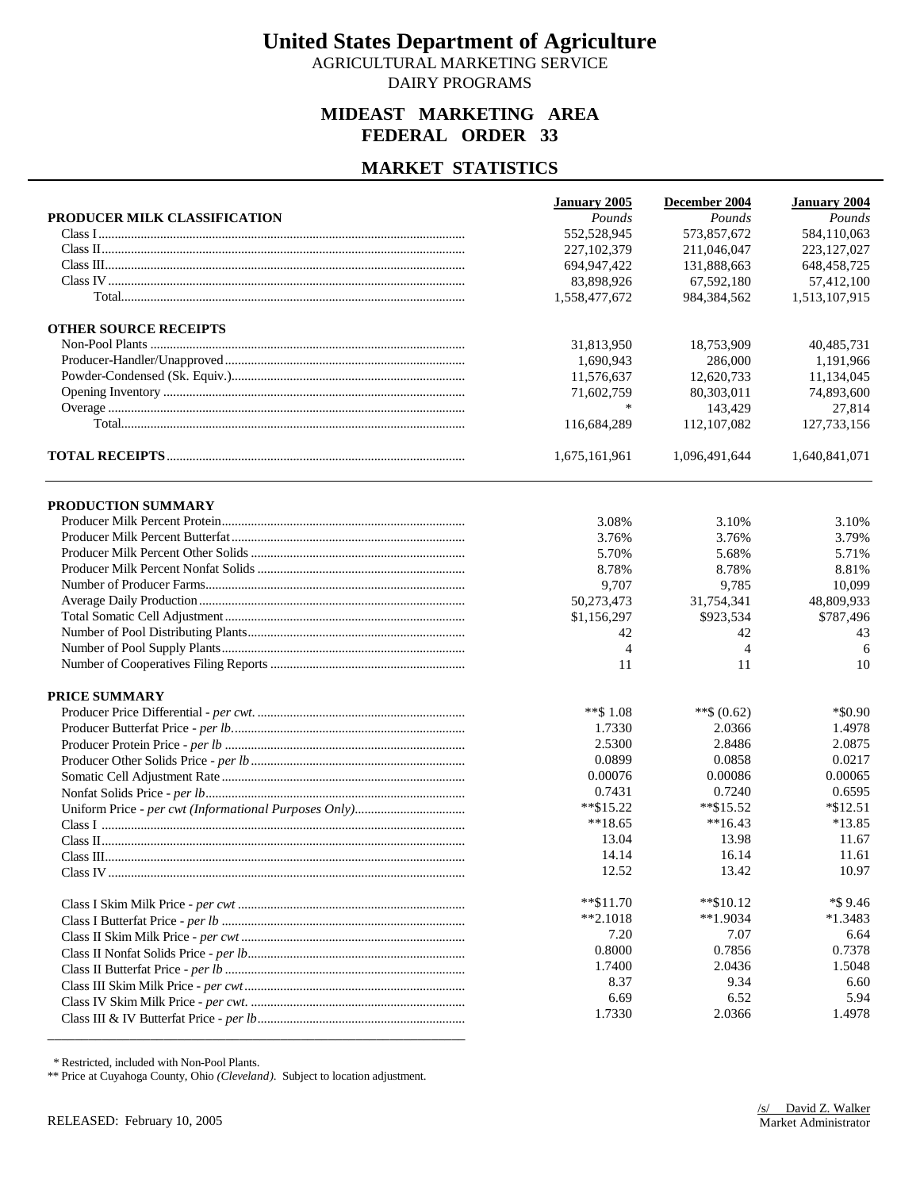# United States Department of Agriculture

AGRICULTURAL MARKETING SERVICE

DAIRY PROGRAMS

## MIDEAST MARKETING AREA
## FEDERAL ORDER 33

## MARKET STATISTICS

| PRODUCER MILK CLASSIFICATION | January 2005 | December 2004 | January 2004 |
|---|---|---|---|
| | *Pounds* | *Pounds* | *Pounds* |
| Class I | 552,528,945 | 573,857,672 | 584,110,063 |
| Class II | 227,102,379 | 211,046,047 | 223,127,027 |
| Class III | 694,947,422 | 131,888,663 | 648,458,725 |
| Class IV | 83,898,926 | 67,592,180 | 57,412,100 |
| Total | 1,558,477,672 | 984,384,562 | 1,513,107,915 |
| **OTHER SOURCE RECEIPTS** | | | |
| Non-Pool Plants | 31,813,950 | 18,753,909 | 40,485,731 |
| Producer-Handler/Unapproved | 1,690,943 | 286,000 | 1,191,966 |
| Powder-Condensed (Sk. Equiv.) | 11,576,637 | 12,620,733 | 11,134,045 |
| Opening Inventory | 71,602,759 | 80,303,011 | 74,893,600 |
| Overage | * | 143,429 | 27,814 |
| Total | 116,684,289 | 112,107,082 | 127,733,156 |
| **TOTAL RECEIPTS** | 1,675,161,961 | 1,096,491,644 | 1,640,841,071 |

| PRODUCTION SUMMARY | January 2005 | December 2004 | January 2004 |
|---|---|---|---|
| Producer Milk Percent Protein | 3.08% | 3.10% | 3.10% |
| Producer Milk Percent Butterfat | 3.76% | 3.76% | 3.79% |
| Producer Milk Percent Other Solids | 5.70% | 5.68% | 5.71% |
| Producer Milk Percent Nonfat Solids | 8.78% | 8.78% | 8.81% |
| Number of Producer Farms | 9,707 | 9,785 | 10,099 |
| Average Daily Production | 50,273,473 | 31,754,341 | 48,809,933 |
| Total Somatic Cell Adjustment | $1,156,297 | $923,534 | $787,496 |
| Number of Pool Distributing Plants | 42 | 42 | 43 |
| Number of Pool Supply Plants | 4 | 4 | 6 |
| Number of Cooperatives Filing Reports | 11 | 11 | 10 |
| **PRICE SUMMARY** | | | |
| Producer Price Differential - *per cwt.* | **$ 1.08 | **$ (0.62) | *$0.90 |
| Producer Butterfat Price - *per lb.* | 1.7330 | 2.0366 | 1.4978 |
| Producer Protein Price - *per lb* | 2.5300 | 2.8486 | 2.0875 |
| Producer Other Solids Price - *per lb* | 0.0899 | 0.0858 | 0.0217 |
| Somatic Cell Adjustment Rate | 0.00076 | 0.00086 | 0.00065 |
| Nonfat Solids Price - *per lb* | 0.7431 | 0.7240 | 0.6595 |
| Uniform Price - *per cwt (Informational Purposes Only)* | **$15.22 | **$15.52 | *$12.51 |
| Class I | **18.65 | **16.43 | *13.85 |
| Class II | 13.04 | 13.98 | 11.67 |
| Class III | 14.14 | 16.14 | 11.61 |
| Class IV | 12.52 | 13.42 | 10.97 |
| Class I Skim Milk Price - *per cwt* | **$11.70 | **$10.12 | *$ 9.46 |
| Class I Butterfat Price - *per lb* | **2.1018 | **1.9034 | *1.3483 |
| Class II Skim Milk Price - *per cwt* | 7.20 | 7.07 | 6.64 |
| Class II Nonfat Solids Price - *per lb* | 0.8000 | 0.7856 | 0.7378 |
| Class II Butterfat Price - *per lb* | 1.7400 | 2.0436 | 1.5048 |
| Class III Skim Milk Price - *per cwt* | 8.37 | 9.34 | 6.60 |
| Class IV Skim Milk Price - *per cwt.* | 6.69 | 6.52 | 5.94 |
| Class III & IV Butterfat Price - *per lb* | 1.7330 | 2.0366 | 1.4978 |

\* Restricted, included with Non-Pool Plants.
** Price at Cuyahoga County, Ohio *(Cleveland)*. Subject to location adjustment.

RELEASED: February 10, 2005

/s/ David Z. Walker
Market Administrator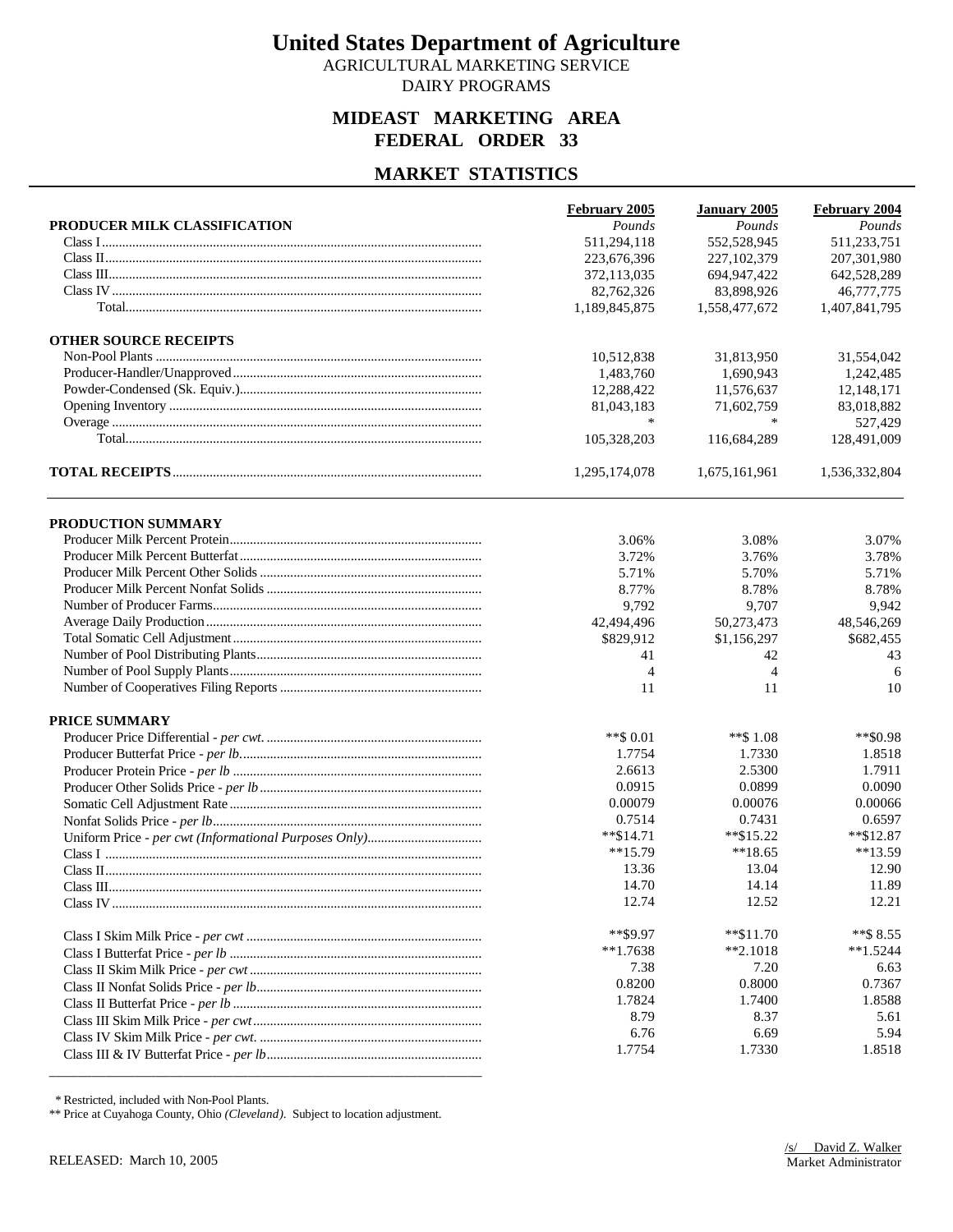# United States Department of Agriculture

AGRICULTURAL MARKETING SERVICE

DAIRY PROGRAMS

## MIDEAST MARKETING AREA
## FEDERAL ORDER 33

## MARKET STATISTICS

| | February 2005 | January 2005 | February 2004 |
|---|---|---|---|
| **PRODUCER MILK CLASSIFICATION** | *Pounds* | *Pounds* | *Pounds* |
| Class I | 511,294,118 | 552,528,945 | 511,233,751 |
| Class II | 223,676,396 | 227,102,379 | 207,301,980 |
| Class III | 372,113,035 | 694,947,422 | 642,528,289 |
| Class IV | 82,762,326 | 83,898,926 | 46,777,775 |
| Total | 1,189,845,875 | 1,558,477,672 | 1,407,841,795 |
| **OTHER SOURCE RECEIPTS** | | | |
| Non-Pool Plants | 10,512,838 | 31,813,950 | 31,554,042 |
| Producer-Handler/Unapproved | 1,483,760 | 1,690,943 | 1,242,485 |
| Powder-Condensed (Sk. Equiv.) | 12,288,422 | 11,576,637 | 12,148,171 |
| Opening Inventory | 81,043,183 | 71,602,759 | 83,018,882 |
| Overage | * | * | 527,429 |
| Total | 105,328,203 | 116,684,289 | 128,491,009 |
| **TOTAL RECEIPTS** | 1,295,174,078 | 1,675,161,961 | 1,536,332,804 |

| | February 2005 | January 2005 | February 2004 |
|---|---|---|---|
| **PRODUCTION SUMMARY** | | | |
| Producer Milk Percent Protein | 3.06% | 3.08% | 3.07% |
| Producer Milk Percent Butterfat | 3.72% | 3.76% | 3.78% |
| Producer Milk Percent Other Solids | 5.71% | 5.70% | 5.71% |
| Producer Milk Percent Nonfat Solids | 8.77% | 8.78% | 8.78% |
| Number of Producer Farms | 9,792 | 9,707 | 9,942 |
| Average Daily Production | 42,494,496 | 50,273,473 | 48,546,269 |
| Total Somatic Cell Adjustment | $829,912 | $1,156,297 | $682,455 |
| Number of Pool Distributing Plants | 41 | 42 | 43 |
| Number of Pool Supply Plants | 4 | 4 | 6 |
| Number of Cooperatives Filing Reports | 11 | 11 | 10 |
| **PRICE SUMMARY** | | | |
| Producer Price Differential - *per cwt.* | **$ 0.01 | **$ 1.08 | **$0.98 |
| Producer Butterfat Price - *per lb.* | 1.7754 | 1.7330 | 1.8518 |
| Producer Protein Price - *per lb* | 2.6613 | 2.5300 | 1.7911 |
| Producer Other Solids Price - *per lb* | 0.0915 | 0.0899 | 0.0090 |
| Somatic Cell Adjustment Rate | 0.00079 | 0.00076 | 0.00066 |
| Nonfat Solids Price - *per lb* | 0.7514 | 0.7431 | 0.6597 |
| Uniform Price - *per cwt (Informational Purposes Only)* | **$14.71 | **$15.22 | **$12.87 |
| Class I | **15.79 | **18.65 | **13.59 |
| Class II | 13.36 | 13.04 | 12.90 |
| Class III | 14.70 | 14.14 | 11.89 |
| Class IV | 12.74 | 12.52 | 12.21 |
| Class I Skim Milk Price - *per cwt* | **$9.97 | **$11.70 | **$ 8.55 |
| Class I Butterfat Price - *per lb* | **1.7638 | **2.1018 | **1.5244 |
| Class II Skim Milk Price - *per cwt* | 7.38 | 7.20 | 6.63 |
| Class II Nonfat Solids Price - *per lb* | 0.8200 | 0.8000 | 0.7367 |
| Class II Butterfat Price - *per lb* | 1.7824 | 1.7400 | 1.8588 |
| Class III Skim Milk Price - *per cwt* | 8.79 | 8.37 | 5.61 |
| Class IV Skim Milk Price - *per cwt.* | 6.76 | 6.69 | 5.94 |
| Class III & IV Butterfat Price - *per lb* | 1.7754 | 1.7330 | 1.8518 |

\* Restricted, included with Non-Pool Plants.

** Price at Cuyahoga County, Ohio *(Cleveland)*. Subject to location adjustment.

RELEASED: March 10, 2005

/s/ David Z. Walker
Market Administrator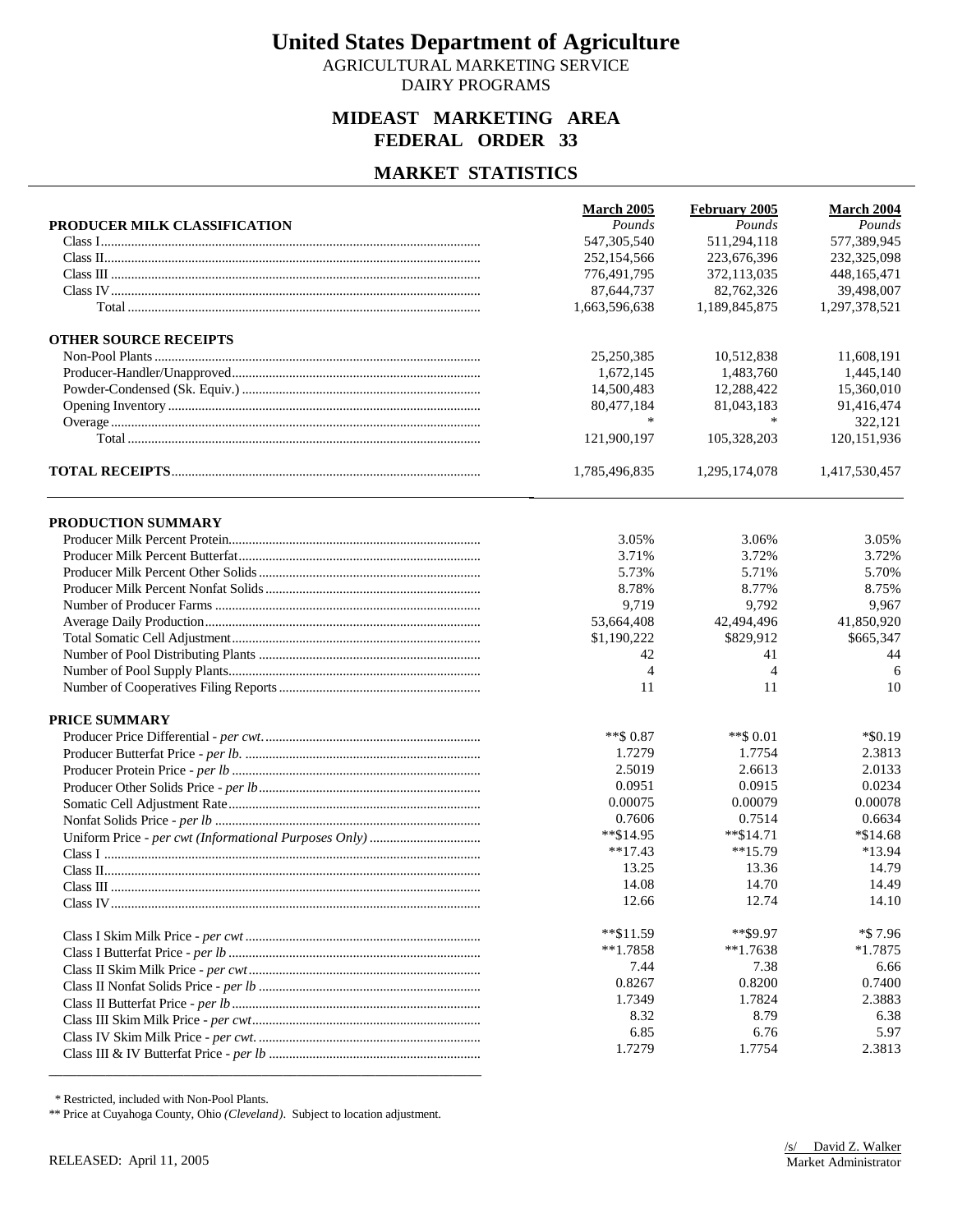# United States Department of Agriculture

AGRICULTURAL MARKETING SERVICE
DAIRY PROGRAMS

## MIDEAST MARKETING AREA
## FEDERAL ORDER 33

## MARKET STATISTICS

| | March 2005 | February 2005 | March 2004 |
|---|---|---|---|
| **PRODUCER MILK CLASSIFICATION** | *Pounds* | *Pounds* | *Pounds* |
| Class I | 547,305,540 | 511,294,118 | 577,389,945 |
| Class II | 252,154,566 | 223,676,396 | 232,325,098 |
| Class III | 776,491,795 | 372,113,035 | 448,165,471 |
| Class IV | 87,644,737 | 82,762,326 | 39,498,007 |
| Total | 1,663,596,638 | 1,189,845,875 | 1,297,378,521 |
| **OTHER SOURCE RECEIPTS** | | | |
| Non-Pool Plants | 25,250,385 | 10,512,838 | 11,608,191 |
| Producer-Handler/Unapproved | 1,672,145 | 1,483,760 | 1,445,140 |
| Powder-Condensed (Sk. Equiv.) | 14,500,483 | 12,288,422 | 15,360,010 |
| Opening Inventory | 80,477,184 | 81,043,183 | 91,416,474 |
| Overage | * | * | 322,121 |
| Total | 121,900,197 | 105,328,203 | 120,151,936 |
| **TOTAL RECEIPTS** | 1,785,496,835 | 1,295,174,078 | 1,417,530,457 |

| | March 2005 | February 2005 | March 2004 |
|---|---|---|---|
| **PRODUCTION SUMMARY** | | | |
| Producer Milk Percent Protein | 3.05% | 3.06% | 3.05% |
| Producer Milk Percent Butterfat | 3.71% | 3.72% | 3.72% |
| Producer Milk Percent Other Solids | 5.73% | 5.71% | 5.70% |
| Producer Milk Percent Nonfat Solids | 8.78% | 8.77% | 8.75% |
| Number of Producer Farms | 9,719 | 9,792 | 9,967 |
| Average Daily Production | 53,664,408 | 42,494,496 | 41,850,920 |
| Total Somatic Cell Adjustment | $1,190,222 | $829,912 | $665,347 |
| Number of Pool Distributing Plants | 42 | 41 | 44 |
| Number of Pool Supply Plants | 4 | 4 | 6 |
| Number of Cooperatives Filing Reports | 11 | 11 | 10 |
| **PRICE SUMMARY** | | | |
| Producer Price Differential - *per cwt.* | **$ 0.87 | **$ 0.01 | *$0.19 |
| Producer Butterfat Price - *per lb.* | 1.7279 | 1.7754 | 2.3813 |
| Producer Protein Price - *per lb* | 2.5019 | 2.6613 | 2.0133 |
| Producer Other Solids Price - *per lb* | 0.0951 | 0.0915 | 0.0234 |
| Somatic Cell Adjustment Rate | 0.00075 | 0.00079 | 0.00078 |
| Nonfat Solids Price - *per lb* | 0.7606 | 0.7514 | 0.6634 |
| Uniform Price - *per cwt (Informational Purposes Only)* | **$14.95 | **$14.71 | *$14.68 |
| Class I | **17.43 | **15.79 | *13.94 |
| Class II | 13.25 | 13.36 | 14.79 |
| Class III | 14.08 | 14.70 | 14.49 |
| Class IV | 12.66 | 12.74 | 14.10 |
| Class I Skim Milk Price - *per cwt* | **$11.59 | **$9.97 | *$ 7.96 |
| Class I Butterfat Price - *per lb* | **1.7858 | **1.7638 | *1.7875 |
| Class II Skim Milk Price - *per cwt* | 7.44 | 7.38 | 6.66 |
| Class II Nonfat Solids Price - *per lb* | 0.8267 | 0.8200 | 0.7400 |
| Class II Butterfat Price - *per lb* | 1.7349 | 1.7824 | 2.3883 |
| Class III Skim Milk Price - *per cwt* | 8.32 | 8.79 | 6.38 |
| Class IV Skim Milk Price - *per cwt.* | 6.85 | 6.76 | 5.97 |
| Class III & IV Butterfat Price - *per lb* | 1.7279 | 1.7754 | 2.3813 |

\* Restricted, included with Non-Pool Plants.

** Price at Cuyahoga County, Ohio *(Cleveland)*. Subject to location adjustment.

RELEASED: April 11, 2005

/s/ David Z. Walker
Market Administrator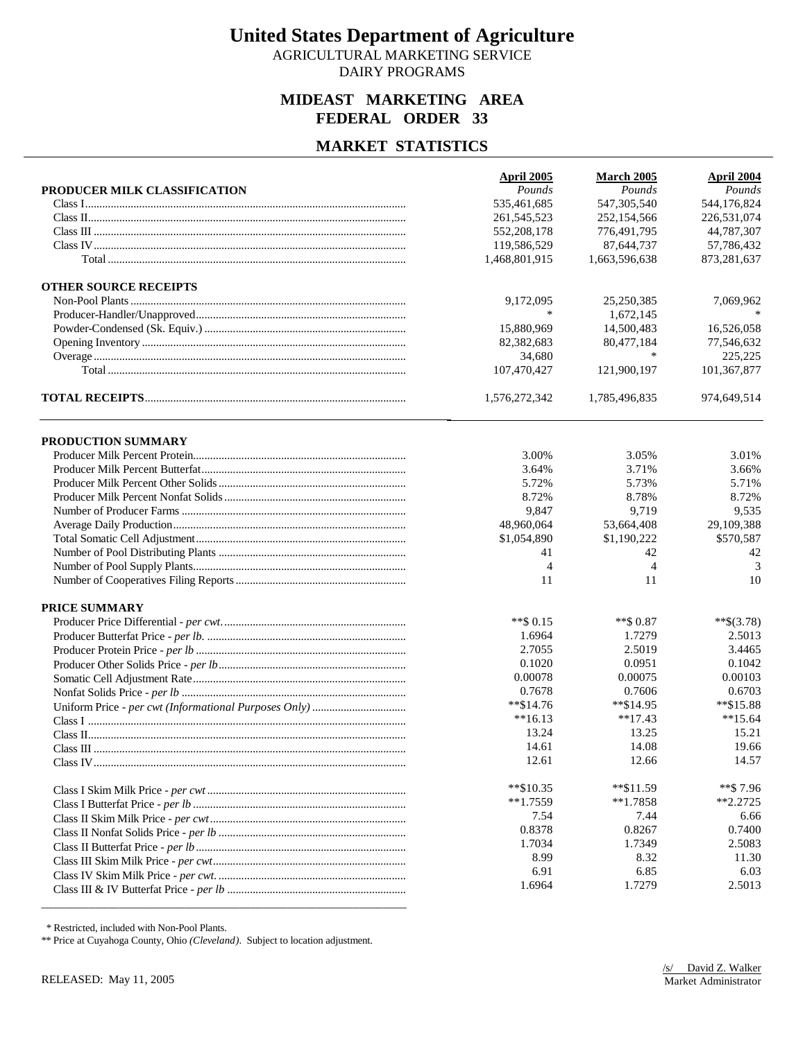# United States Department of Agriculture

AGRICULTURAL MARKETING SERVICE
DAIRY PROGRAMS

## MIDEAST MARKETING AREA
## FEDERAL ORDER 33

## MARKET STATISTICS

| PRODUCER MILK CLASSIFICATION | April 2005<br>*Pounds* | March 2005<br>*Pounds* | April 2004<br>*Pounds* |
|---|---|---|---|
| Class I | 535,461,685 | 547,305,540 | 544,176,824 |
| Class II | 261,545,523 | 252,154,566 | 226,531,074 |
| Class III | 552,208,178 | 776,491,795 | 44,787,307 |
| Class IV | 119,586,529 | 87,644,737 | 57,786,432 |
| Total | 1,468,801,915 | 1,663,596,638 | 873,281,637 |
| **OTHER SOURCE RECEIPTS** | | | |
| Non-Pool Plants | 9,172,095 | 25,250,385 | 7,069,962 |
| Producer-Handler/Unapproved | * | 1,672,145 | * |
| Powder-Condensed (Sk. Equiv.) | 15,880,969 | 14,500,483 | 16,526,058 |
| Opening Inventory | 82,382,683 | 80,477,184 | 77,546,632 |
| Overage | 34,680 | * | 225,225 |
| Total | 107,470,427 | 121,900,197 | 101,367,877 |
| **TOTAL RECEIPTS** | 1,576,272,342 | 1,785,496,835 | 974,649,514 |

| PRODUCTION SUMMARY | April 2005 | March 2005 | April 2004 |
|---|---|---|---|
| Producer Milk Percent Protein | 3.00% | 3.05% | 3.01% |
| Producer Milk Percent Butterfat | 3.64% | 3.71% | 3.66% |
| Producer Milk Percent Other Solids | 5.72% | 5.73% | 5.71% |
| Producer Milk Percent Nonfat Solids | 8.72% | 8.78% | 8.72% |
| Number of Producer Farms | 9,847 | 9,719 | 9,535 |
| Average Daily Production | 48,960,064 | 53,664,408 | 29,109,388 |
| Total Somatic Cell Adjustment | $1,054,890 | $1,190,222 | $570,587 |
| Number of Pool Distributing Plants | 41 | 42 | 42 |
| Number of Pool Supply Plants | 4 | 4 | 3 |
| Number of Cooperatives Filing Reports | 11 | 11 | 10 |
| **PRICE SUMMARY** | | | |
| Producer Price Differential - *per cwt.* | **$ 0.15 | **$ 0.87 | **$(3.78) |
| Producer Butterfat Price - *per lb.* | 1.6964 | 1.7279 | 2.5013 |
| Producer Protein Price - *per lb* | 2.7055 | 2.5019 | 3.4465 |
| Producer Other Solids Price - *per lb* | 0.1020 | 0.0951 | 0.1042 |
| Somatic Cell Adjustment Rate | 0.00078 | 0.00075 | 0.00103 |
| Nonfat Solids Price - *per lb* | 0.7678 | 0.7606 | 0.6703 |
| Uniform Price - *per cwt (Informational Purposes Only)* | **$14.76 | **$14.95 | **$15.88 |
| Class I | **16.13 | **17.43 | **15.64 |
| Class II | 13.24 | 13.25 | 15.21 |
| Class III | 14.61 | 14.08 | 19.66 |
| Class IV | 12.61 | 12.66 | 14.57 |
| Class I Skim Milk Price - *per cwt* | **$10.35 | **$11.59 | **$ 7.96 |
| Class I Butterfat Price - *per lb* | **1.7559 | **1.7858 | **2.2725 |
| Class II Skim Milk Price - *per cwt* | 7.54 | 7.44 | 6.66 |
| Class II Nonfat Solids Price - *per lb* | 0.8378 | 0.8267 | 0.7400 |
| Class II Butterfat Price - *per lb* | 1.7034 | 1.7349 | 2.5083 |
| Class III Skim Milk Price - *per cwt* | 8.99 | 8.32 | 11.30 |
| Class IV Skim Milk Price - *per cwt.* | 6.91 | 6.85 | 6.03 |
| Class III & IV Butterfat Price - *per lb* | 1.6964 | 1.7279 | 2.5013 |

\* Restricted, included with Non-Pool Plants.
** Price at Cuyahoga County, Ohio *(Cleveland)*. Subject to location adjustment.

RELEASED: May 11, 2005

/s/ David Z. Walker
Market Administrator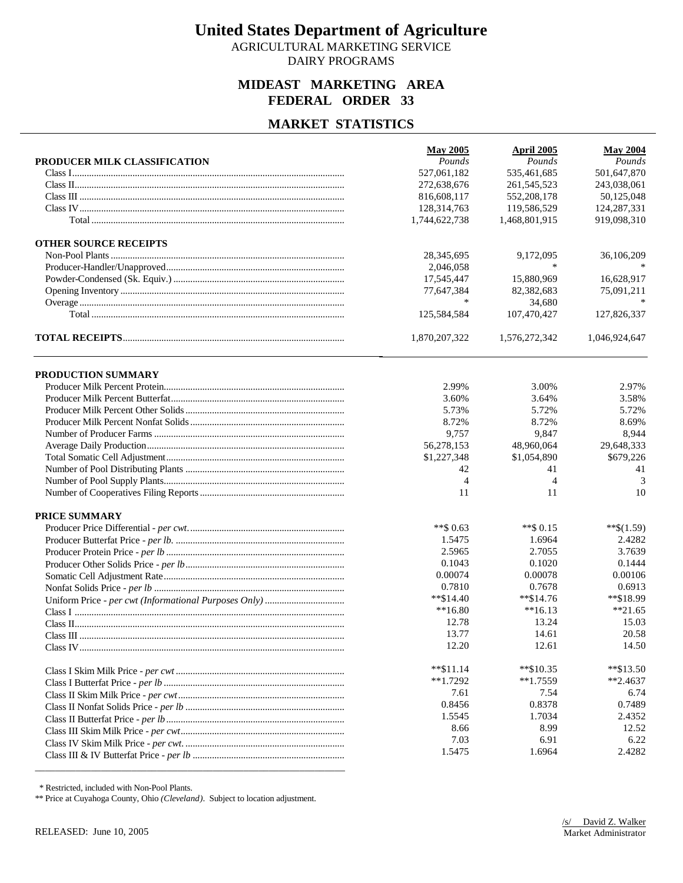# United States Department of Agriculture

AGRICULTURAL MARKETING SERVICE
DAIRY PROGRAMS

## MIDEAST MARKETING AREA
## FEDERAL ORDER 33

## MARKET STATISTICS

| PRODUCER MILK CLASSIFICATION | May 2005<br>*Pounds* | April 2005<br>*Pounds* | May 2004<br>*Pounds* |
|---|---|---|---|
| Class I | 527,061,182 | 535,461,685 | 501,647,870 |
| Class II | 272,638,676 | 261,545,523 | 243,038,061 |
| Class III | 816,608,117 | 552,208,178 | 50,125,048 |
| Class IV | 128,314,763 | 119,586,529 | 124,287,331 |
| Total | 1,744,622,738 | 1,468,801,915 | 919,098,310 |
| **OTHER SOURCE RECEIPTS** | | | |
| Non-Pool Plants | 28,345,695 | 9,172,095 | 36,106,209 |
| Producer-Handler/Unapproved | 2,046,058 | * | * |
| Powder-Condensed (Sk. Equiv.) | 17,545,447 | 15,880,969 | 16,628,917 |
| Opening Inventory | 77,647,384 | 82,382,683 | 75,091,211 |
| Overage | * | 34,680 | * |
| Total | 125,584,584 | 107,470,427 | 127,826,337 |
| **TOTAL RECEIPTS** | 1,870,207,322 | 1,576,272,342 | 1,046,924,647 |

| PRODUCTION SUMMARY | May 2005 | April 2005 | May 2004 |
|---|---|---|---|
| Producer Milk Percent Protein | 2.99% | 3.00% | 2.97% |
| Producer Milk Percent Butterfat | 3.60% | 3.64% | 3.58% |
| Producer Milk Percent Other Solids | 5.73% | 5.72% | 5.72% |
| Producer Milk Percent Nonfat Solids | 8.72% | 8.72% | 8.69% |
| Number of Producer Farms | 9,757 | 9,847 | 8,944 |
| Average Daily Production | 56,278,153 | 48,960,064 | 29,648,333 |
| Total Somatic Cell Adjustment | $1,227,348 | $1,054,890 | $679,226 |
| Number of Pool Distributing Plants | 42 | 41 | 41 |
| Number of Pool Supply Plants | 4 | 4 | 3 |
| Number of Cooperatives Filing Reports | 11 | 11 | 10 |
| **PRICE SUMMARY** | | | |
| Producer Price Differential - *per cwt.* | **$ 0.63 | **$ 0.15 | **$(1.59) |
| Producer Butterfat Price - *per lb.* | 1.5475 | 1.6964 | 2.4282 |
| Producer Protein Price - *per lb* | 2.5965 | 2.7055 | 3.7639 |
| Producer Other Solids Price - *per lb* | 0.1043 | 0.1020 | 0.1444 |
| Somatic Cell Adjustment Rate | 0.00074 | 0.00078 | 0.00106 |
| Nonfat Solids Price - *per lb* | 0.7810 | 0.7678 | 0.6913 |
| Uniform Price - *per cwt (Informational Purposes Only)* | **$14.40 | **$14.76 | **$18.99 |
| Class I | **16.80 | **16.13 | **21.65 |
| Class II | 12.78 | 13.24 | 15.03 |
| Class III | 13.77 | 14.61 | 20.58 |
| Class IV | 12.20 | 12.61 | 14.50 |
| Class I Skim Milk Price - *per cwt* | **$11.14 | **$10.35 | **$13.50 |
| Class I Butterfat Price - *per lb* | **1.7292 | **1.7559 | **2.4637 |
| Class II Skim Milk Price - *per cwt* | 7.61 | 7.54 | 6.74 |
| Class II Nonfat Solids Price - *per lb* | 0.8456 | 0.8378 | 0.7489 |
| Class II Butterfat Price - *per lb* | 1.5545 | 1.7034 | 2.4352 |
| Class III Skim Milk Price - *per cwt* | 8.66 | 8.99 | 12.52 |
| Class IV Skim Milk Price - *per cwt.* | 7.03 | 6.91 | 6.22 |
| Class III & IV Butterfat Price - *per lb* | 1.5475 | 1.6964 | 2.4282 |

\* Restricted, included with Non-Pool Plants.
** Price at Cuyahoga County, Ohio *(Cleveland)*. Subject to location adjustment.

RELEASED: June 10, 2005

/s/ David Z. Walker
Market Administrator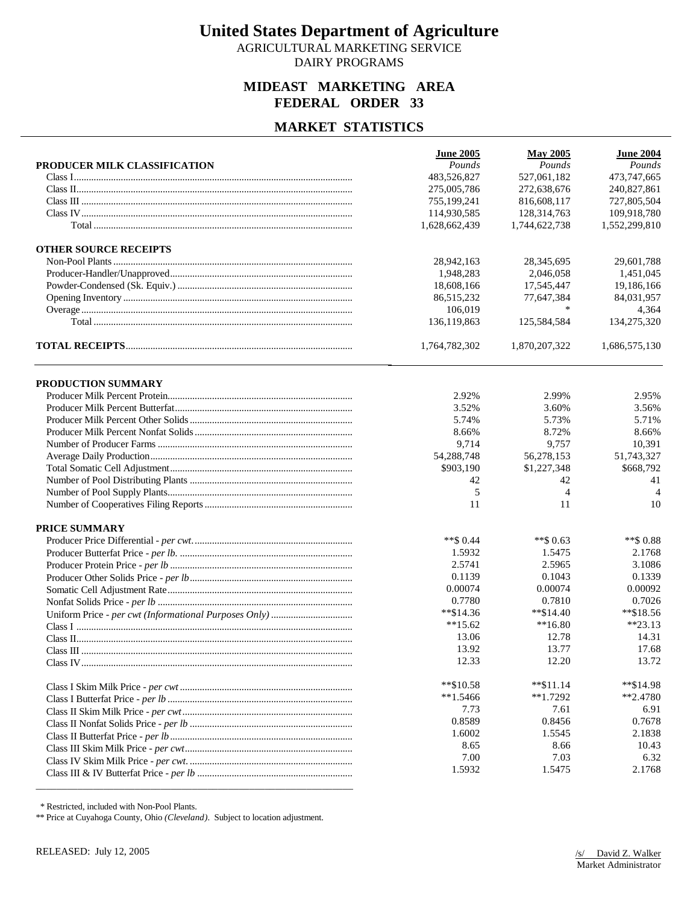# United States Department of Agriculture

AGRICULTURAL MARKETING SERVICE

DAIRY PROGRAMS

## MIDEAST MARKETING AREA
## FEDERAL ORDER 33

## MARKET STATISTICS

| | June 2005 | May 2005 | June 2004 |
|---|---|---|---|
| **PRODUCER MILK CLASSIFICATION** | *Pounds* | *Pounds* | *Pounds* |
| Class I | 483,526,827 | 527,061,182 | 473,747,665 |
| Class II | 275,005,786 | 272,638,676 | 240,827,861 |
| Class III | 755,199,241 | 816,608,117 | 727,805,504 |
| Class IV | 114,930,585 | 128,314,763 | 109,918,780 |
| Total | 1,628,662,439 | 1,744,622,738 | 1,552,299,810 |
| **OTHER SOURCE RECEIPTS** | | | |
| Non-Pool Plants | 28,942,163 | 28,345,695 | 29,601,788 |
| Producer-Handler/Unapproved | 1,948,283 | 2,046,058 | 1,451,045 |
| Powder-Condensed (Sk. Equiv.) | 18,608,166 | 17,545,447 | 19,186,166 |
| Opening Inventory | 86,515,232 | 77,647,384 | 84,031,957 |
| Overage | 106,019 | * | 4,364 |
| Total | 136,119,863 | 125,584,584 | 134,275,320 |
| **TOTAL RECEIPTS** | 1,764,782,302 | 1,870,207,322 | 1,686,575,130 |

| | June 2005 | May 2005 | June 2004 |
|---|---|---|---|
| **PRODUCTION SUMMARY** | | | |
| Producer Milk Percent Protein | 2.92% | 2.99% | 2.95% |
| Producer Milk Percent Butterfat | 3.52% | 3.60% | 3.56% |
| Producer Milk Percent Other Solids | 5.74% | 5.73% | 5.71% |
| Producer Milk Percent Nonfat Solids | 8.66% | 8.72% | 8.66% |
| Number of Producer Farms | 9,714 | 9,757 | 10,391 |
| Average Daily Production | 54,288,748 | 56,278,153 | 51,743,327 |
| Total Somatic Cell Adjustment | $903,190 | $1,227,348 | $668,792 |
| Number of Pool Distributing Plants | 42 | 42 | 41 |
| Number of Pool Supply Plants | 5 | 4 | 4 |
| Number of Cooperatives Filing Reports | 11 | 11 | 10 |
| **PRICE SUMMARY** | | | |
| Producer Price Differential - *per cwt.* | **$ 0.44 | **$ 0.63 | **$ 0.88 |
| Producer Butterfat Price - *per lb.* | 1.5932 | 1.5475 | 2.1768 |
| Producer Protein Price - *per lb* | 2.5741 | 2.5965 | 3.1086 |
| Producer Other Solids Price - *per lb* | 0.1139 | 0.1043 | 0.1339 |
| Somatic Cell Adjustment Rate | 0.00074 | 0.00074 | 0.00092 |
| Nonfat Solids Price - *per lb* | 0.7780 | 0.7810 | 0.7026 |
| Uniform Price - *per cwt (Informational Purposes Only)* | **$14.36 | **$14.40 | **$18.56 |
| Class I | **15.62 | **16.80 | **23.13 |
| Class II | 13.06 | 12.78 | 14.31 |
| Class III | 13.92 | 13.77 | 17.68 |
| Class IV | 12.33 | 12.20 | 13.72 |
| Class I Skim Milk Price - *per cwt* | **$10.58 | **$11.14 | **$14.98 |
| Class I Butterfat Price - *per lb* | **1.5466 | **1.7292 | **2.4780 |
| Class II Skim Milk Price - *per cwt* | 7.73 | 7.61 | 6.91 |
| Class II Nonfat Solids Price - *per lb* | 0.8589 | 0.8456 | 0.7678 |
| Class II Butterfat Price - *per lb* | 1.6002 | 1.5545 | 2.1838 |
| Class III Skim Milk Price - *per cwt* | 8.65 | 8.66 | 10.43 |
| Class IV Skim Milk Price - *per cwt.* | 7.00 | 7.03 | 6.32 |
| Class III & IV Butterfat Price - *per lb* | 1.5932 | 1.5475 | 2.1768 |

\* Restricted, included with Non-Pool Plants.

** Price at Cuyahoga County, Ohio *(Cleveland)*. Subject to location adjustment.

RELEASED: July 12, 2005

/s/ David Z. Walker
Market Administrator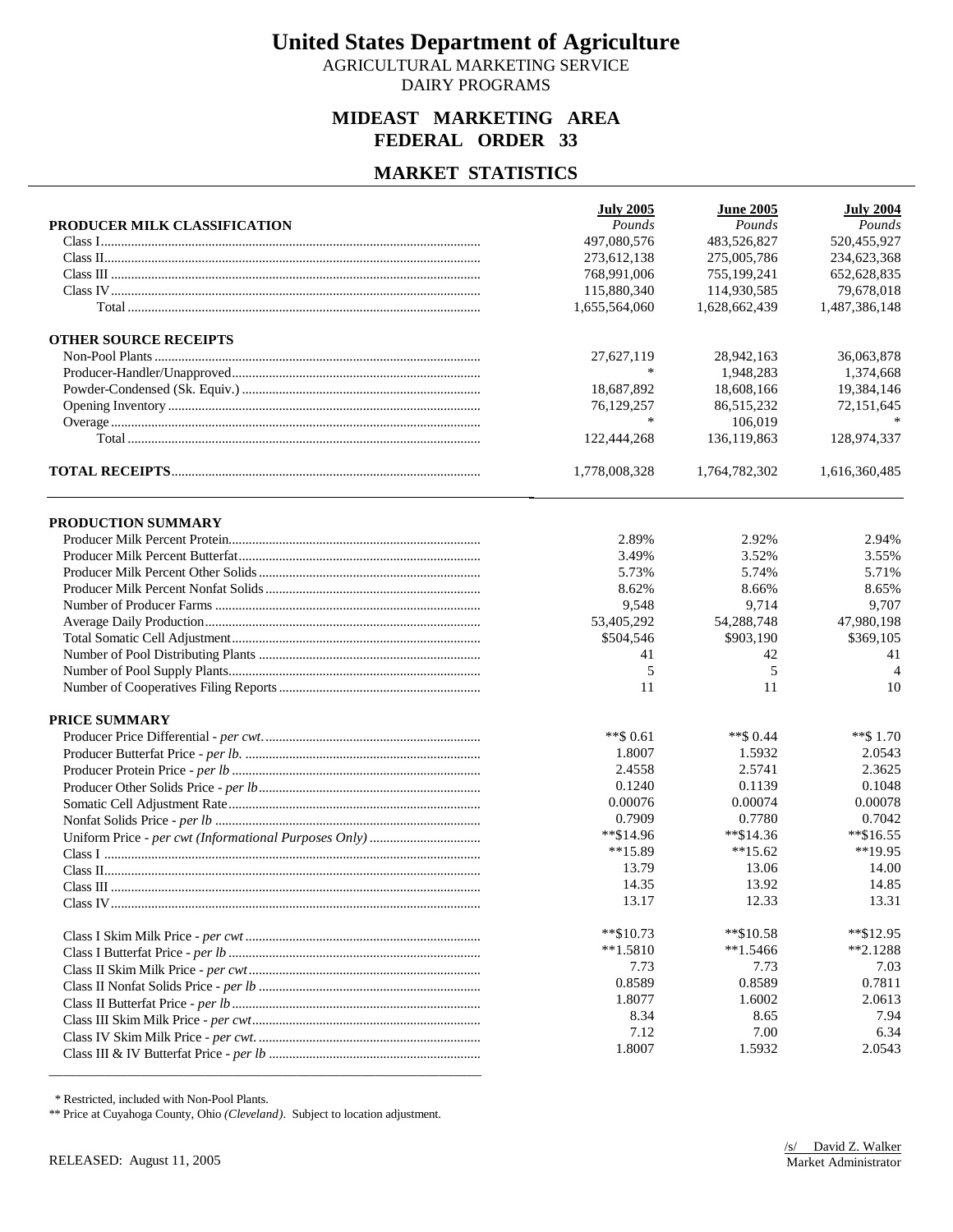# United States Department of Agriculture

AGRICULTURAL MARKETING SERVICE

DAIRY PROGRAMS

## MIDEAST MARKETING AREA
## FEDERAL ORDER 33

## MARKET STATISTICS

| | July 2005 | June 2005 | July 2004 |
|---|---|---|---|
| **PRODUCER MILK CLASSIFICATION** | *Pounds* | *Pounds* | *Pounds* |
| Class I | 497,080,576 | 483,526,827 | 520,455,927 |
| Class II | 273,612,138 | 275,005,786 | 234,623,368 |
| Class III | 768,991,006 | 755,199,241 | 652,628,835 |
| Class IV | 115,880,340 | 114,930,585 | 79,678,018 |
| Total | 1,655,564,060 | 1,628,662,439 | 1,487,386,148 |
| **OTHER SOURCE RECEIPTS** | | | |
| Non-Pool Plants | 27,627,119 | 28,942,163 | 36,063,878 |
| Producer-Handler/Unapproved | * | 1,948,283 | 1,374,668 |
| Powder-Condensed (Sk. Equiv.) | 18,687,892 | 18,608,166 | 19,384,146 |
| Opening Inventory | 76,129,257 | 86,515,232 | 72,151,645 |
| Overage | * | 106,019 | * |
| Total | 122,444,268 | 136,119,863 | 128,974,337 |
| **TOTAL RECEIPTS** | 1,778,008,328 | 1,764,782,302 | 1,616,360,485 |

| | July 2005 | June 2005 | July 2004 |
|---|---|---|---|
| **PRODUCTION SUMMARY** | | | |
| Producer Milk Percent Protein | 2.89% | 2.92% | 2.94% |
| Producer Milk Percent Butterfat | 3.49% | 3.52% | 3.55% |
| Producer Milk Percent Other Solids | 5.73% | 5.74% | 5.71% |
| Producer Milk Percent Nonfat Solids | 8.62% | 8.66% | 8.65% |
| Number of Producer Farms | 9,548 | 9,714 | 9,707 |
| Average Daily Production | 53,405,292 | 54,288,748 | 47,980,198 |
| Total Somatic Cell Adjustment | $504,546 | $903,190 | $369,105 |
| Number of Pool Distributing Plants | 41 | 42 | 41 |
| Number of Pool Supply Plants | 5 | 5 | 4 |
| Number of Cooperatives Filing Reports | 11 | 11 | 10 |
| **PRICE SUMMARY** | | | |
| Producer Price Differential - *per cwt.* | **$ 0.61 | **$ 0.44 | **$ 1.70 |
| Producer Butterfat Price - *per lb.* | 1.8007 | 1.5932 | 2.0543 |
| Producer Protein Price - *per lb* | 2.4558 | 2.5741 | 2.3625 |
| Producer Other Solids Price - *per lb* | 0.1240 | 0.1139 | 0.1048 |
| Somatic Cell Adjustment Rate | 0.00076 | 0.00074 | 0.00078 |
| Nonfat Solids Price - *per lb* | 0.7909 | 0.7780 | 0.7042 |
| Uniform Price - *per cwt (Informational Purposes Only)* | **$14.96 | **$14.36 | **$16.55 |
| Class I | **15.89 | **15.62 | **19.95 |
| Class II | 13.79 | 13.06 | 14.00 |
| Class III | 14.35 | 13.92 | 14.85 |
| Class IV | 13.17 | 12.33 | 13.31 |
| Class I Skim Milk Price - *per cwt* | **$10.73 | **$10.58 | **$12.95 |
| Class I Butterfat Price - *per lb* | **1.5810 | **1.5466 | **2.1288 |
| Class II Skim Milk Price - *per cwt* | 7.73 | 7.73 | 7.03 |
| Class II Nonfat Solids Price - *per lb* | 0.8589 | 0.8589 | 0.7811 |
| Class II Butterfat Price - *per lb* | 1.8077 | 1.6002 | 2.0613 |
| Class III Skim Milk Price - *per cwt* | 8.34 | 8.65 | 7.94 |
| Class IV Skim Milk Price - *per cwt.* | 7.12 | 7.00 | 6.34 |
| Class III & IV Butterfat Price - *per lb* | 1.8007 | 1.5932 | 2.0543 |

\* Restricted, included with Non-Pool Plants.

** Price at Cuyahoga County, Ohio *(Cleveland)*. Subject to location adjustment.

RELEASED: August 11, 2005

/s/ David Z. Walker
Market Administrator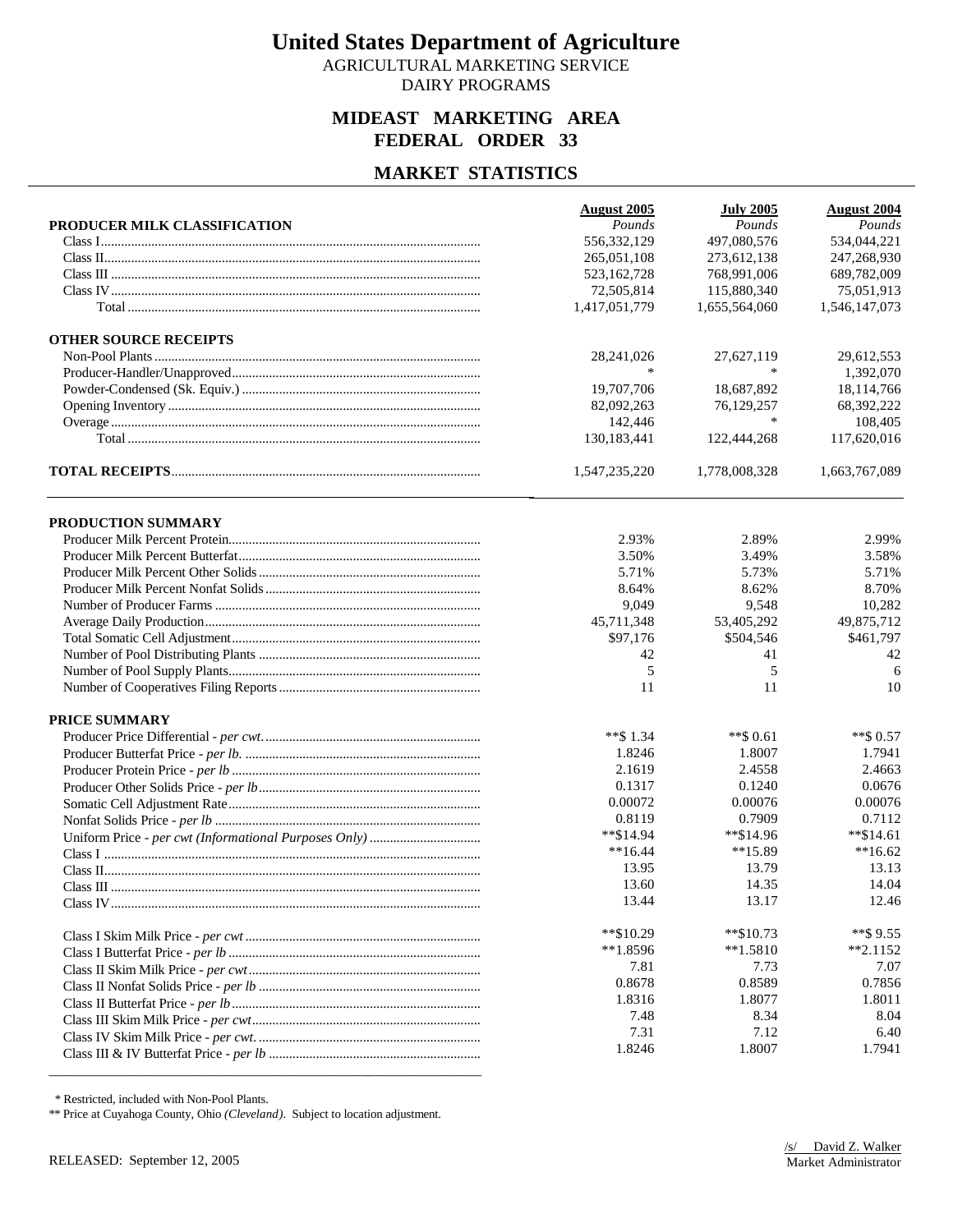# United States Department of Agriculture

AGRICULTURAL MARKETING SERVICE
DAIRY PROGRAMS

## MIDEAST MARKETING AREA
## FEDERAL ORDER 33

## MARKET STATISTICS

| | August 2005 | July 2005 | August 2004 |
|---|---|---|---|
| **PRODUCER MILK CLASSIFICATION** | *Pounds* | *Pounds* | *Pounds* |
| Class I | 556,332,129 | 497,080,576 | 534,044,221 |
| Class II | 265,051,108 | 273,612,138 | 247,268,930 |
| Class III | 523,162,728 | 768,991,006 | 689,782,009 |
| Class IV | 72,505,814 | 115,880,340 | 75,051,913 |
| Total | 1,417,051,779 | 1,655,564,060 | 1,546,147,073 |
| **OTHER SOURCE RECEIPTS** | | | |
| Non-Pool Plants | 28,241,026 | 27,627,119 | 29,612,553 |
| Producer-Handler/Unapproved | * | * | 1,392,070 |
| Powder-Condensed (Sk. Equiv.) | 19,707,706 | 18,687,892 | 18,114,766 |
| Opening Inventory | 82,092,263 | 76,129,257 | 68,392,222 |
| Overage | 142,446 | * | 108,405 |
| Total | 130,183,441 | 122,444,268 | 117,620,016 |
| **TOTAL RECEIPTS** | 1,547,235,220 | 1,778,008,328 | 1,663,767,089 |

| | August 2005 | July 2005 | August 2004 |
|---|---|---|---|
| **PRODUCTION SUMMARY** | | | |
| Producer Milk Percent Protein | 2.93% | 2.89% | 2.99% |
| Producer Milk Percent Butterfat | 3.50% | 3.49% | 3.58% |
| Producer Milk Percent Other Solids | 5.71% | 5.73% | 5.71% |
| Producer Milk Percent Nonfat Solids | 8.64% | 8.62% | 8.70% |
| Number of Producer Farms | 9,049 | 9,548 | 10,282 |
| Average Daily Production | 45,711,348 | 53,405,292 | 49,875,712 |
| Total Somatic Cell Adjustment | $97,176 | $504,546 | $461,797 |
| Number of Pool Distributing Plants | 42 | 41 | 42 |
| Number of Pool Supply Plants | 5 | 5 | 6 |
| Number of Cooperatives Filing Reports | 11 | 11 | 10 |
| **PRICE SUMMARY** | | | |
| Producer Price Differential - *per cwt.* | **$ 1.34 | **$ 0.61 | **$ 0.57 |
| Producer Butterfat Price - *per lb.* | 1.8246 | 1.8007 | 1.7941 |
| Producer Protein Price - *per lb* | 2.1619 | 2.4558 | 2.4663 |
| Producer Other Solids Price - *per lb* | 0.1317 | 0.1240 | 0.0676 |
| Somatic Cell Adjustment Rate | 0.00072 | 0.00076 | 0.00076 |
| Nonfat Solids Price - *per lb* | 0.8119 | 0.7909 | 0.7112 |
| Uniform Price - *per cwt (Informational Purposes Only)* | **$14.94 | **$14.96 | **$14.61 |
| Class I | **16.44 | **15.89 | **16.62 |
| Class II | 13.95 | 13.79 | 13.13 |
| Class III | 13.60 | 14.35 | 14.04 |
| Class IV | 13.44 | 13.17 | 12.46 |
| Class I Skim Milk Price - *per cwt* | **$10.29 | **$10.73 | **$ 9.55 |
| Class I Butterfat Price - *per lb* | **1.8596 | **1.5810 | **2.1152 |
| Class II Skim Milk Price - *per cwt* | 7.81 | 7.73 | 7.07 |
| Class II Nonfat Solids Price - *per lb* | 0.8678 | 0.8589 | 0.7856 |
| Class II Butterfat Price - *per lb* | 1.8316 | 1.8077 | 1.8011 |
| Class III Skim Milk Price - *per cwt* | 7.48 | 8.34 | 8.04 |
| Class IV Skim Milk Price - *per cwt.* | 7.31 | 7.12 | 6.40 |
| Class III & IV Butterfat Price - *per lb* | 1.8246 | 1.8007 | 1.7941 |

\* Restricted, included with Non-Pool Plants.
** Price at Cuyahoga County, Ohio *(Cleveland)*. Subject to location adjustment.

RELEASED: September 12, 2005

/s/ David Z. Walker
Market Administrator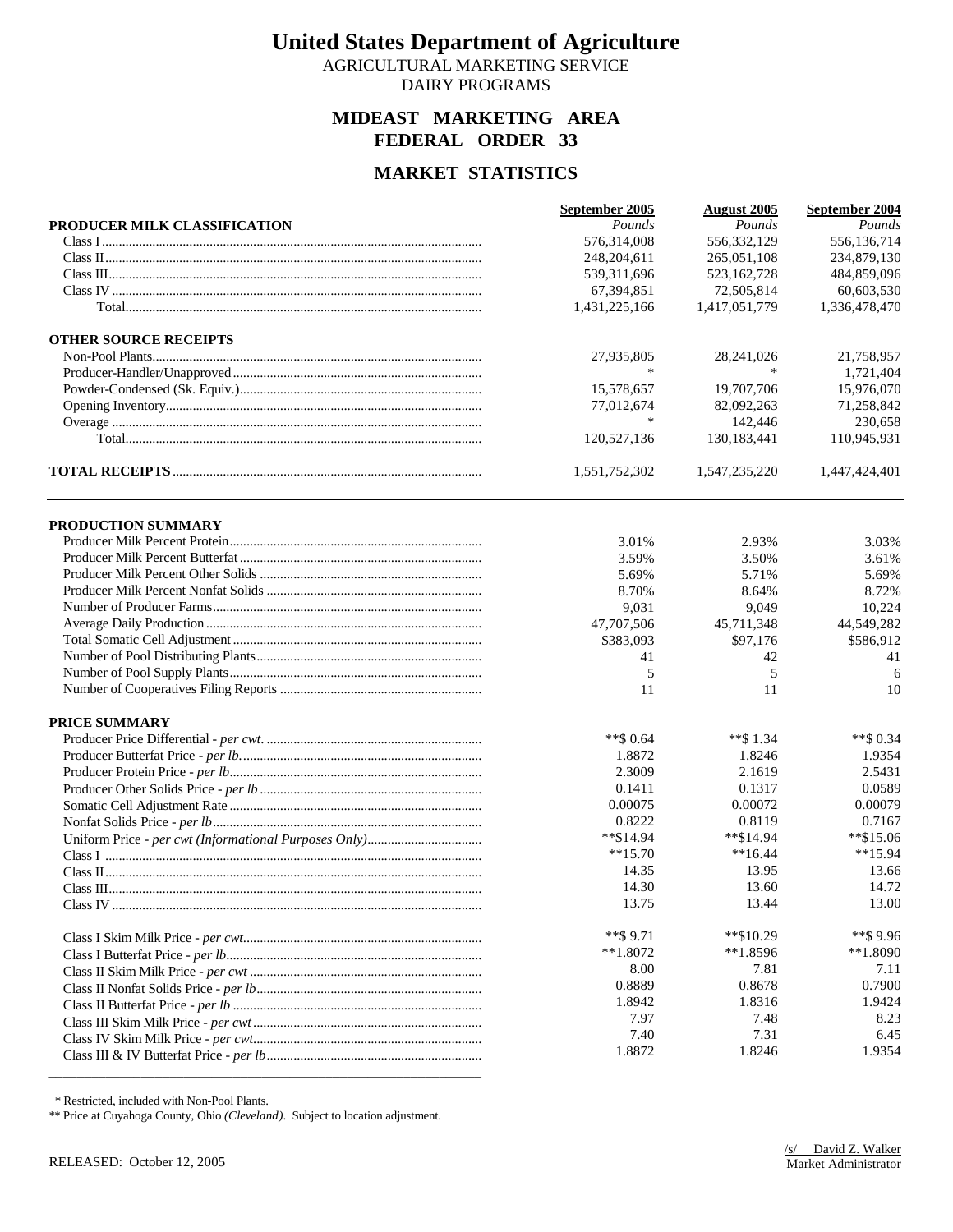# United States Department of Agriculture

AGRICULTURAL MARKETING SERVICE
DAIRY PROGRAMS

## MIDEAST MARKETING AREA
## FEDERAL ORDER 33

## MARKET STATISTICS

| | September 2005 | August 2005 | September 2004 |
|---|---|---|---|
| **PRODUCER MILK CLASSIFICATION** | *Pounds* | *Pounds* | *Pounds* |
| Class I | 576,314,008 | 556,332,129 | 556,136,714 |
| Class II | 248,204,611 | 265,051,108 | 234,879,130 |
| Class III | 539,311,696 | 523,162,728 | 484,859,096 |
| Class IV | 67,394,851 | 72,505,814 | 60,603,530 |
| Total | 1,431,225,166 | 1,417,051,779 | 1,336,478,470 |
| **OTHER SOURCE RECEIPTS** | | | |
| Non-Pool Plants | 27,935,805 | 28,241,026 | 21,758,957 |
| Producer-Handler/Unapproved | * | * | 1,721,404 |
| Powder-Condensed (Sk. Equiv.) | 15,578,657 | 19,707,706 | 15,976,070 |
| Opening Inventory | 77,012,674 | 82,092,263 | 71,258,842 |
| Overage | * | 142,446 | 230,658 |
| Total | 120,527,136 | 130,183,441 | 110,945,931 |
| **TOTAL RECEIPTS** | 1,551,752,302 | 1,547,235,220 | 1,447,424,401 |

| | September 2005 | August 2005 | September 2004 |
|---|---|---|---|
| **PRODUCTION SUMMARY** | | | |
| Producer Milk Percent Protein | 3.01% | 2.93% | 3.03% |
| Producer Milk Percent Butterfat | 3.59% | 3.50% | 3.61% |
| Producer Milk Percent Other Solids | 5.69% | 5.71% | 5.69% |
| Producer Milk Percent Nonfat Solids | 8.70% | 8.64% | 8.72% |
| Number of Producer Farms | 9,031 | 9,049 | 10,224 |
| Average Daily Production | 47,707,506 | 45,711,348 | 44,549,282 |
| Total Somatic Cell Adjustment | $383,093 | $97,176 | $586,912 |
| Number of Pool Distributing Plants | 41 | 42 | 41 |
| Number of Pool Supply Plants | 5 | 5 | 6 |
| Number of Cooperatives Filing Reports | 11 | 11 | 10 |
| **PRICE SUMMARY** | | | |
| Producer Price Differential - *per cwt.* | **$ 0.64 | **$ 1.34 | **$ 0.34 |
| Producer Butterfat Price - *per lb.* | 1.8872 | 1.8246 | 1.9354 |
| Producer Protein Price - *per lb* | 2.3009 | 2.1619 | 2.5431 |
| Producer Other Solids Price - *per lb* | 0.1411 | 0.1317 | 0.0589 |
| Somatic Cell Adjustment Rate | 0.00075 | 0.00072 | 0.00079 |
| Nonfat Solids Price - *per lb* | 0.8222 | 0.8119 | 0.7167 |
| Uniform Price - *per cwt (Informational Purposes Only)* | **$14.94 | **$14.94 | **$15.06 |
| Class I | **15.70 | **16.44 | **15.94 |
| Class II | 14.35 | 13.95 | 13.66 |
| Class III | 14.30 | 13.60 | 14.72 |
| Class IV | 13.75 | 13.44 | 13.00 |
| Class I Skim Milk Price - *per cwt* | **$ 9.71 | **$10.29 | **$ 9.96 |
| Class I Butterfat Price - *per lb* | **1.8072 | **1.8596 | **1.8090 |
| Class II Skim Milk Price - *per cwt* | 8.00 | 7.81 | 7.11 |
| Class II Nonfat Solids Price - *per lb* | 0.8889 | 0.8678 | 0.7900 |
| Class II Butterfat Price - *per lb* | 1.8942 | 1.8316 | 1.9424 |
| Class III Skim Milk Price - *per cwt* | 7.97 | 7.48 | 8.23 |
| Class IV Skim Milk Price - *per cwt* | 7.40 | 7.31 | 6.45 |
| Class III & IV Butterfat Price - *per lb* | 1.8872 | 1.8246 | 1.9354 |

\* Restricted, included with Non-Pool Plants.

** Price at Cuyahoga County, Ohio *(Cleveland)*. Subject to location adjustment.

RELEASED: October 12, 2005

/s/ David Z. Walker
Market Administrator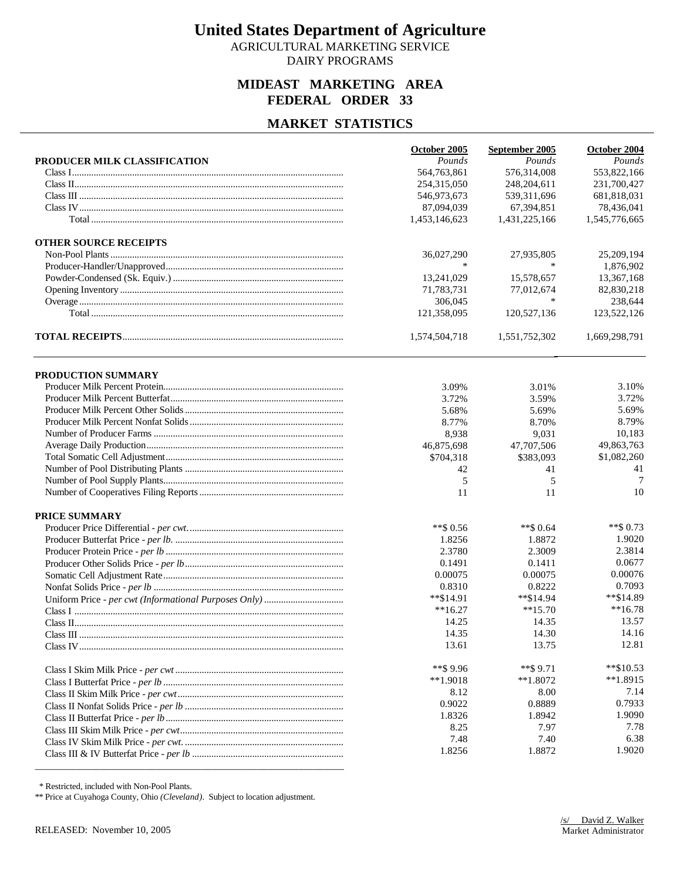# United States Department of Agriculture

AGRICULTURAL MARKETING SERVICE
DAIRY PROGRAMS

## MIDEAST MARKETING AREA
## FEDERAL ORDER 33

## MARKET STATISTICS

| | October 2005 | September 2005 | October 2004 |
|---|---|---|---|
| **PRODUCER MILK CLASSIFICATION** | *Pounds* | *Pounds* | *Pounds* |
| Class I | 564,763,861 | 576,314,008 | 553,822,166 |
| Class II | 254,315,050 | 248,204,611 | 231,700,427 |
| Class III | 546,973,673 | 539,311,696 | 681,818,031 |
| Class IV | 87,094,039 | 67,394,851 | 78,436,041 |
| Total | 1,453,146,623 | 1,431,225,166 | 1,545,776,665 |
| **OTHER SOURCE RECEIPTS** | | | |
| Non-Pool Plants | 36,027,290 | 27,935,805 | 25,209,194 |
| Producer-Handler/Unapproved | * | * | 1,876,902 |
| Powder-Condensed (Sk. Equiv.) | 13,241,029 | 15,578,657 | 13,367,168 |
| Opening Inventory | 71,783,731 | 77,012,674 | 82,830,218 |
| Overage | 306,045 | * | 238,644 |
| Total | 121,358,095 | 120,527,136 | 123,522,126 |
| **TOTAL RECEIPTS** | 1,574,504,718 | 1,551,752,302 | 1,669,298,791 |

| | October 2005 | September 2005 | October 2004 |
|---|---|---|---|
| **PRODUCTION SUMMARY** | | | |
| Producer Milk Percent Protein | 3.09% | 3.01% | 3.10% |
| Producer Milk Percent Butterfat | 3.72% | 3.59% | 3.72% |
| Producer Milk Percent Other Solids | 5.68% | 5.69% | 5.69% |
| Producer Milk Percent Nonfat Solids | 8.77% | 8.70% | 8.79% |
| Number of Producer Farms | 8,938 | 9,031 | 10,183 |
| Average Daily Production | 46,875,698 | 47,707,506 | 49,863,763 |
| Total Somatic Cell Adjustment | $704,318 | $383,093 | $1,082,260 |
| Number of Pool Distributing Plants | 42 | 41 | 41 |
| Number of Pool Supply Plants | 5 | 5 | 7 |
| Number of Cooperatives Filing Reports | 11 | 11 | 10 |
| **PRICE SUMMARY** | | | |
| Producer Price Differential - *per cwt.* | **$ 0.56 | **$ 0.64 | **$ 0.73 |
| Producer Butterfat Price - *per lb.* | 1.8256 | 1.8872 | 1.9020 |
| Producer Protein Price - *per lb* | 2.3780 | 2.3009 | 2.3814 |
| Producer Other Solids Price - *per lb* | 0.1491 | 0.1411 | 0.0677 |
| Somatic Cell Adjustment Rate | 0.00075 | 0.00075 | 0.00076 |
| Nonfat Solids Price - *per lb* | 0.8310 | 0.8222 | 0.7093 |
| Uniform Price - *per cwt (Informational Purposes Only)* | **$14.91 | **$14.94 | **$14.89 |
| Class I | **16.27 | **15.70 | **16.78 |
| Class II | 14.25 | 14.35 | 13.57 |
| Class III | 14.35 | 14.30 | 14.16 |
| Class IV | 13.61 | 13.75 | 12.81 |
| Class I Skim Milk Price - *per cwt* | **$ 9.96 | **$ 9.71 | **$10.53 |
| Class I Butterfat Price - *per lb* | **1.9018 | **1.8072 | **1.8915 |
| Class II Skim Milk Price - *per cwt* | 8.12 | 8.00 | 7.14 |
| Class II Nonfat Solids Price - *per lb* | 0.9022 | 0.8889 | 0.7933 |
| Class II Butterfat Price - *per lb* | 1.8326 | 1.8942 | 1.9090 |
| Class III Skim Milk Price - *per cwt* | 8.25 | 7.97 | 7.78 |
| Class IV Skim Milk Price - *per cwt.* | 7.48 | 7.40 | 6.38 |
| Class III & IV Butterfat Price - *per lb* | 1.8256 | 1.8872 | 1.9020 |

\* Restricted, included with Non-Pool Plants.
** Price at Cuyahoga County, Ohio *(Cleveland)*. Subject to location adjustment.

RELEASED: November 10, 2005

/s/ David Z. Walker
Market Administrator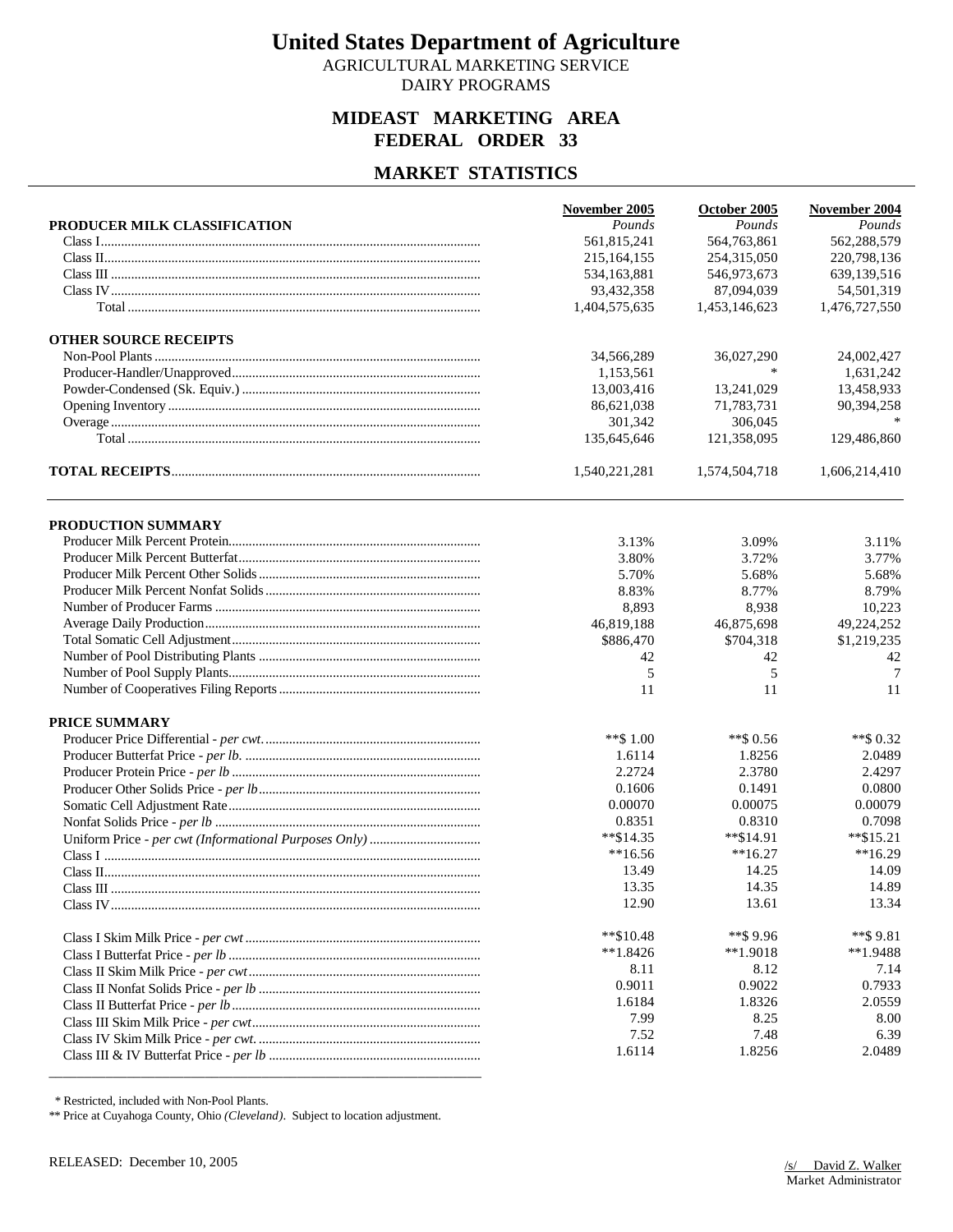# United States Department of Agriculture

AGRICULTURAL MARKETING SERVICE

DAIRY PROGRAMS

## MIDEAST MARKETING AREA
## FEDERAL ORDER 33

## MARKET STATISTICS

| | November 2005 | October 2005 | November 2004 |
|---|---|---|---|
| **PRODUCER MILK CLASSIFICATION** | *Pounds* | *Pounds* | *Pounds* |
| Class I | 561,815,241 | 564,763,861 | 562,288,579 |
| Class II | 215,164,155 | 254,315,050 | 220,798,136 |
| Class III | 534,163,881 | 546,973,673 | 639,139,516 |
| Class IV | 93,432,358 | 87,094,039 | 54,501,319 |
| Total | 1,404,575,635 | 1,453,146,623 | 1,476,727,550 |
| **OTHER SOURCE RECEIPTS** | | | |
| Non-Pool Plants | 34,566,289 | 36,027,290 | 24,002,427 |
| Producer-Handler/Unapproved | 1,153,561 | * | 1,631,242 |
| Powder-Condensed (Sk. Equiv.) | 13,003,416 | 13,241,029 | 13,458,933 |
| Opening Inventory | 86,621,038 | 71,783,731 | 90,394,258 |
| Overage | 301,342 | 306,045 | * |
| Total | 135,645,646 | 121,358,095 | 129,486,860 |
| **TOTAL RECEIPTS** | 1,540,221,281 | 1,574,504,718 | 1,606,214,410 |

| | November 2005 | October 2005 | November 2004 |
|---|---|---|---|
| **PRODUCTION SUMMARY** | | | |
| Producer Milk Percent Protein | 3.13% | 3.09% | 3.11% |
| Producer Milk Percent Butterfat | 3.80% | 3.72% | 3.77% |
| Producer Milk Percent Other Solids | 5.70% | 5.68% | 5.68% |
| Producer Milk Percent Nonfat Solids | 8.83% | 8.77% | 8.79% |
| Number of Producer Farms | 8,893 | 8,938 | 10,223 |
| Average Daily Production | 46,819,188 | 46,875,698 | 49,224,252 |
| Total Somatic Cell Adjustment | $886,470 | $704,318 | $1,219,235 |
| Number of Pool Distributing Plants | 42 | 42 | 42 |
| Number of Pool Supply Plants | 5 | 5 | 7 |
| Number of Cooperatives Filing Reports | 11 | 11 | 11 |
| **PRICE SUMMARY** | | | |
| Producer Price Differential - *per cwt.* | **$ 1.00 | **$ 0.56 | **$ 0.32 |
| Producer Butterfat Price - *per lb.* | 1.6114 | 1.8256 | 2.0489 |
| Producer Protein Price - *per lb* | 2.2724 | 2.3780 | 2.4297 |
| Producer Other Solids Price - *per lb* | 0.1606 | 0.1491 | 0.0800 |
| Somatic Cell Adjustment Rate | 0.00070 | 0.00075 | 0.00079 |
| Nonfat Solids Price - *per lb* | 0.8351 | 0.8310 | 0.7098 |
| Uniform Price - *per cwt (Informational Purposes Only)* | **$14.35 | **$14.91 | **$15.21 |
| Class I | **16.56 | **16.27 | **16.29 |
| Class II | 13.49 | 14.25 | 14.09 |
| Class III | 13.35 | 14.35 | 14.89 |
| Class IV | 12.90 | 13.61 | 13.34 |
| Class I Skim Milk Price - *per cwt* | **$10.48 | **$ 9.96 | **$ 9.81 |
| Class I Butterfat Price - *per lb* | **1.8426 | **1.9018 | **1.9488 |
| Class II Skim Milk Price - *per cwt* | 8.11 | 8.12 | 7.14 |
| Class II Nonfat Solids Price - *per lb* | 0.9011 | 0.9022 | 0.7933 |
| Class II Butterfat Price - *per lb* | 1.6184 | 1.8326 | 2.0559 |
| Class III Skim Milk Price - *per cwt* | 7.99 | 8.25 | 8.00 |
| Class IV Skim Milk Price - *per cwt.* | 7.52 | 7.48 | 6.39 |
| Class III & IV Butterfat Price - *per lb* | 1.6114 | 1.8256 | 2.0489 |

\* Restricted, included with Non-Pool Plants.

** Price at Cuyahoga County, Ohio *(Cleveland)*. Subject to location adjustment.

RELEASED: December 10, 2005

/s/ David Z. Walker
Market Administrator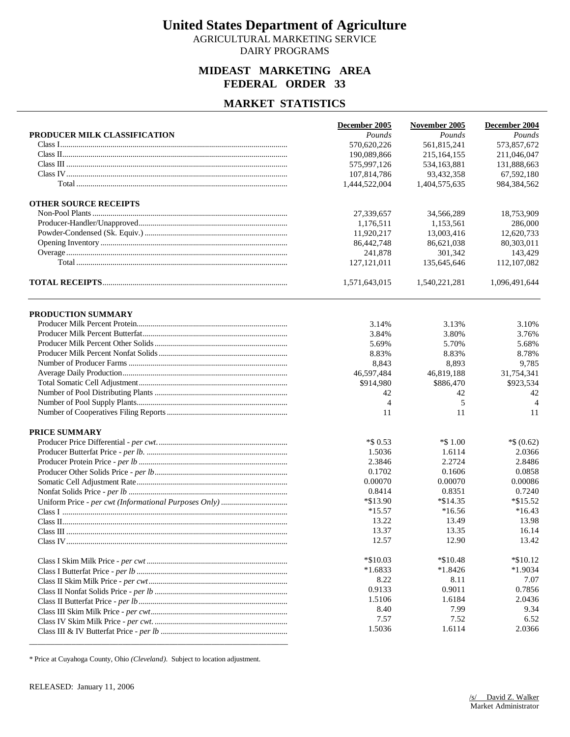# United States Department of Agriculture

AGRICULTURAL MARKETING SERVICE
DAIRY PROGRAMS

## MIDEAST MARKETING AREA
## FEDERAL ORDER 33

## MARKET STATISTICS

| | December 2005 | November 2005 | December 2004 |
|---|---|---|---|
| **PRODUCER MILK CLASSIFICATION** | *Pounds* | *Pounds* | *Pounds* |
| Class I | 570,620,226 | 561,815,241 | 573,857,672 |
| Class II | 190,089,866 | 215,164,155 | 211,046,047 |
| Class III | 575,997,126 | 534,163,881 | 131,888,663 |
| Class IV | 107,814,786 | 93,432,358 | 67,592,180 |
| Total | 1,444,522,004 | 1,404,575,635 | 984,384,562 |
| **OTHER SOURCE RECEIPTS** | | | |
| Non-Pool Plants | 27,339,657 | 34,566,289 | 18,753,909 |
| Producer-Handler/Unapproved | 1,176,511 | 1,153,561 | 286,000 |
| Powder-Condensed (Sk. Equiv.) | 11,920,217 | 13,003,416 | 12,620,733 |
| Opening Inventory | 86,442,748 | 86,621,038 | 80,303,011 |
| Overage | 241,878 | 301,342 | 143,429 |
| Total | 127,121,011 | 135,645,646 | 112,107,082 |
| **TOTAL RECEIPTS** | 1,571,643,015 | 1,540,221,281 | 1,096,491,644 |

| | December 2005 | November 2005 | December 2004 |
|---|---|---|---|
| **PRODUCTION SUMMARY** | | | |
| Producer Milk Percent Protein | 3.14% | 3.13% | 3.10% |
| Producer Milk Percent Butterfat | 3.84% | 3.80% | 3.76% |
| Producer Milk Percent Other Solids | 5.69% | 5.70% | 5.68% |
| Producer Milk Percent Nonfat Solids | 8.83% | 8.83% | 8.78% |
| Number of Producer Farms | 8,843 | 8,893 | 9,785 |
| Average Daily Production | 46,597,484 | 46,819,188 | 31,754,341 |
| Total Somatic Cell Adjustment | $914,980 | $886,470 | $923,534 |
| Number of Pool Distributing Plants | 42 | 42 | 42 |
| Number of Pool Supply Plants | 4 | 5 | 4 |
| Number of Cooperatives Filing Reports | 11 | 11 | 11 |
| **PRICE SUMMARY** | | | |
| Producer Price Differential - *per cwt.* | *$ 0.53 | *$ 1.00 | *$ (0.62) |
| Producer Butterfat Price - *per lb.* | 1.5036 | 1.6114 | 2.0366 |
| Producer Protein Price - *per lb* | 2.3846 | 2.2724 | 2.8486 |
| Producer Other Solids Price - *per lb* | 0.1702 | 0.1606 | 0.0858 |
| Somatic Cell Adjustment Rate | 0.00070 | 0.00070 | 0.00086 |
| Nonfat Solids Price - *per lb* | 0.8414 | 0.8351 | 0.7240 |
| Uniform Price - *per cwt (Informational Purposes Only)* | *$13.90 | *$14.35 | *$15.52 |
| Class I | *15.57 | *16.56 | *16.43 |
| Class II | 13.22 | 13.49 | 13.98 |
| Class III | 13.37 | 13.35 | 16.14 |
| Class IV | 12.57 | 12.90 | 13.42 |
| Class I Skim Milk Price - *per cwt* | *$10.03 | *$10.48 | *$10.12 |
| Class I Butterfat Price - *per lb* | *1.6833 | *1.8426 | *1.9034 |
| Class II Skim Milk Price - *per cwt* | 8.22 | 8.11 | 7.07 |
| Class II Nonfat Solids Price - *per lb* | 0.9133 | 0.9011 | 0.7856 |
| Class II Butterfat Price - *per lb* | 1.5106 | 1.6184 | 2.0436 |
| Class III Skim Milk Price - *per cwt* | 8.40 | 7.99 | 9.34 |
| Class IV Skim Milk Price - *per cwt.* | 7.57 | 7.52 | 6.52 |
| Class III & IV Butterfat Price - *per lb* | 1.5036 | 1.6114 | 2.0366 |

* Price at Cuyahoga County, Ohio *(Cleveland)*. Subject to location adjustment.

RELEASED: January 11, 2006

/s/ David Z. Walker
Market Administrator